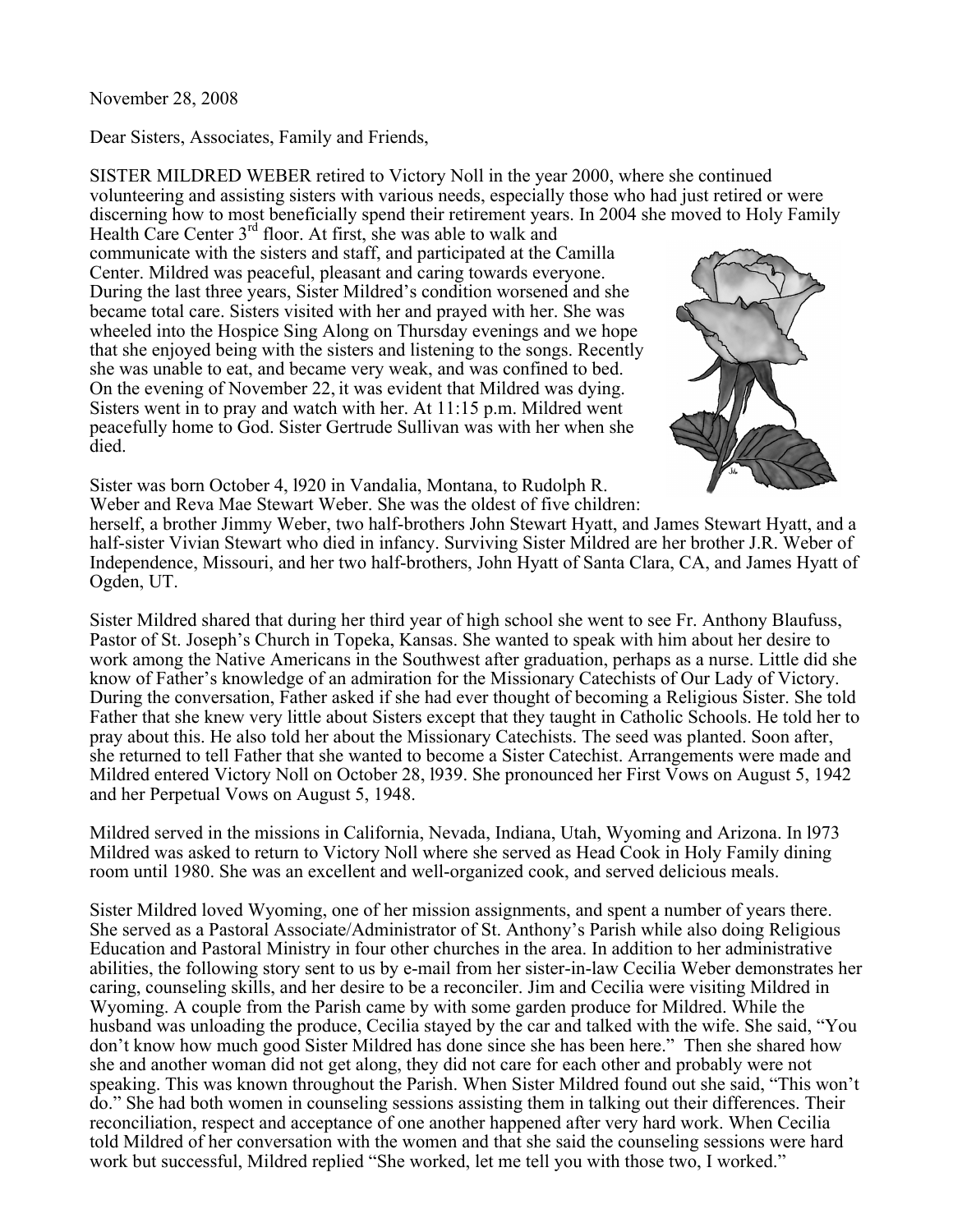November 28, 2008

Dear Sisters, Associates, Family and Friends,

SISTER MILDRED WEBER retired to Victory Noll in the year 2000, where she continued volunteering and assisting sisters with various needs, especially those who had just retired or were discerning how to most beneficially spend their retirement years. In 2004 she moved to Holy Family Health Care Center 3rd floor. At first, she was able to walk and communicate with the sisters and staff, and participated at the Camilla Center. Mildred was peaceful, pleasant and caring towards everyone. During the last three years, Sister Mildred's condition worsened and she became total care. Sisters visited with her and prayed with her. She was wheeled into the Hospice Sing Along on Thursday evenings and we hope that she enjoyed being with the sisters and listening to the songs. Recently she was unable to eat, and became very weak, and was confined to bed. On the evening of November 22, it was evident that Mildred was dying. Sisters went in to pray and watch with her. At 11:15 p.m. Mildred went peacefully home to God. Sister Gertrude Sullivan was with her when she died.

Sister was born October 4, l920 in Vandalia, Montana, to Rudolph R. Weber and Reva Mae Stewart Weber. She was the oldest of five children: herself, a brother Jimmy Weber, two half-brothers John Stewart Hyatt, and James Stewart Hyatt, and a half-sister Vivian Stewart who died in infancy. Surviving Sister Mildred are her brother J.R. Weber of Independence, Missouri, and her two half-brothers, John Hyatt of Santa Clara, CA, and James Hyatt of Ogden, UT.

Sister Mildred shared that during her third year of high school she went to see Fr. Anthony Blaufuss, Pastor of St. Joseph's Church in Topeka, Kansas. She wanted to speak with him about her desire to work among the Native Americans in the Southwest after graduation, perhaps as a nurse. Little did she know of Father's knowledge of an admiration for the Missionary Catechists of Our Lady of Victory. During the conversation, Father asked if she had ever thought of becoming a Religious Sister. She told Father that she knew very little about Sisters except that they taught in Catholic Schools. He told her to pray about this. He also told her about the Missionary Catechists. The seed was planted. Soon after, she returned to tell Father that she wanted to become a Sister Catechist. Arrangements were made and Mildred entered Victory Noll on October 28, l939. She pronounced her First Vows on August 5, 1942 and her Perpetual Vows on August 5, 1948.

Mildred served in the missions in California, Nevada, Indiana, Utah, Wyoming and Arizona. In l973 Mildred was asked to return to Victory Noll where she served as Head Cook in Holy Family dining room until 1980. She was an excellent and well-organized cook, and served delicious meals.

Sister Mildred loved Wyoming, one of her mission assignments, and spent a number of years there. She served as a Pastoral Associate/Administrator of St. Anthony's Parish while also doing Religious Education and Pastoral Ministry in four other churches in the area. In addition to her administrative abilities, the following story sent to us by e-mail from her sister-in-law Cecilia Weber demonstrates her caring, counseling skills, and her desire to be a reconciler. Jim and Cecilia were visiting Mildred in Wyoming. A couple from the Parish came by with some garden produce for Mildred. While the husband was unloading the produce, Cecilia stayed by the car and talked with the wife. She said, "You don't know how much good Sister Mildred has done since she has been here." Then she shared how she and another woman did not get along, they did not care for each other and probably were not speaking. This was known throughout the Parish. When Sister Mildred found out she said, "This won't do." She had both women in counseling sessions assisting them in talking out their differences. Their reconciliation, respect and acceptance of one another happened after very hard work. When Cecilia told Mildred of her conversation with the women and that she said the counseling sessions were hard work but successful, Mildred replied "She worked, let me tell you with those two, I worked."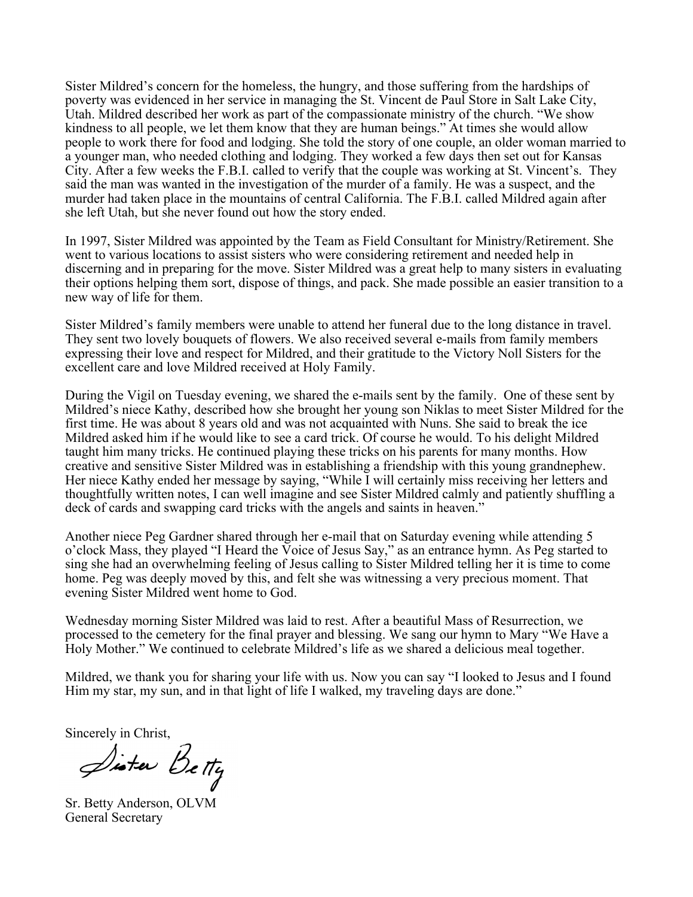Sister Mildred's concern for the homeless, the hungry, and those suffering from the hardships of poverty was evidenced in her service in managing the St. Vincent de Paul Store in Salt Lake City, Utah. Mildred described her work as part of the compassionate ministry of the church. "We show kindness to all people, we let them know that they are human beings." At times she would allow people to work there for food and lodging. She told the story of one couple, an older woman married to a younger man, who needed clothing and lodging. They worked a few days then set out for Kansas City. After a few weeks the F.B.I. called to verify that the couple was working at St. Vincent's. They said the man was wanted in the investigation of the murder of a family. He was a suspect, and the murder had taken place in the mountains of central California. The F.B.I. called Mildred again after she left Utah, but she never found out how the story ended.

In 1997, Sister Mildred was appointed by the Team as Field Consultant for Ministry/Retirement. She went to various locations to assist sisters who were considering retirement and needed help in discerning and in preparing for the move. Sister Mildred was a great help to many sisters in evaluating their options helping them sort, dispose of things, and pack. She made possible an easier transition to a new way of life for them.

Sister Mildred's family members were unable to attend her funeral due to the long distance in travel. They sent two lovely bouquets of flowers. We also received several e-mails from family members expressing their love and respect for Mildred, and their gratitude to the Victory Noll Sisters for the excellent care and love Mildred received at Holy Family.

During the Vigil on Tuesday evening, we shared the e-mails sent by the family. One of these sent by Mildred's niece Kathy, described how she brought her young son Niklas to meet Sister Mildred for the first time. He was about 8 years old and was not acquainted with Nuns. She said to break the ice Mildred asked him if he would like to see a card trick. Of course he would. To his delight Mildred taught him many tricks. He continued playing these tricks on his parents for many months. How creative and sensitive Sister Mildred was in establishing a friendship with this young grandnephew. Her niece Kathy ended her message by saying, "While I will certainly miss receiving her letters and thoughtfully written notes, I can well imagine and see Sister Mildred calmly and patiently shuffling a deck of cards and swapping card tricks with the angels and saints in heaven."

Another niece Peg Gardner shared through her e-mail that on Saturday evening while attending 5 o'clock Mass, they played "I Heard the Voice of Jesus Say," as an entrance hymn. As Peg started to sing she had an overwhelming feeling of Jesus calling to Sister Mildred telling her it is time to come home. Peg was deeply moved by this, and felt she was witnessing a very precious moment. That evening Sister Mildred went home to God.

Wednesday morning Sister Mildred was laid to rest. After a beautiful Mass of Resurrection, we processed to the cemetery for the final prayer and blessing. We sang our hymn to Mary "We Have a Holy Mother." We continued to celebrate Mildred's life as we shared a delicious meal together.

Mildred, we thank you for sharing your life with us. Now you can say "I looked to Jesus and I found Him my star, my sun, and in that light of life I walked, my traveling days are done."

Sincerely in Christ,

Sister Betty

Sr. Betty Anderson, OLVM
General Secretary